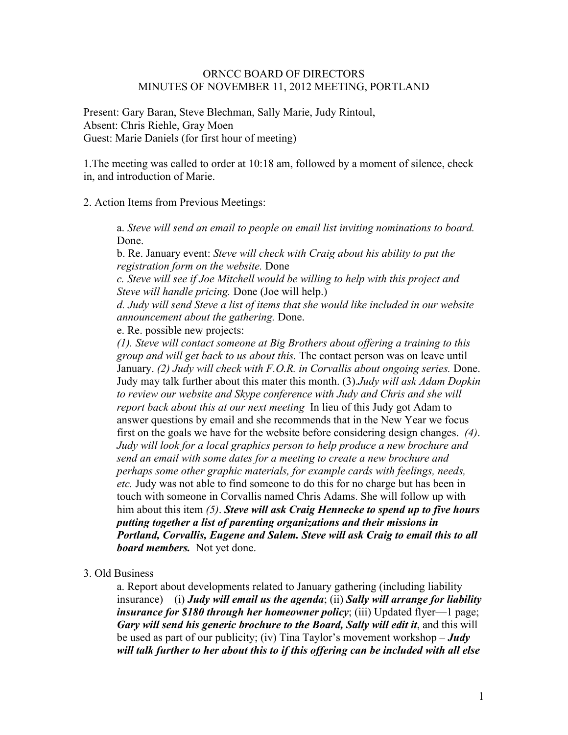ORNCC BOARD OF DIRECTORS
MINUTES OF NOVEMBER 11, 2012 MEETING, PORTLAND

Present: Gary Baran, Steve Blechman, Sally Marie, Judy Rintoul,
Absent: Chris Riehle, Gray Moen
Guest: Marie Daniels (for first hour of meeting)

1.The meeting was called to order at 10:18 am, followed by a moment of silence, check in, and introduction of Marie.

2. Action Items from Previous Meetings:

a. *Steve will send an email to people on email list inviting nominations to board.* Done.
b. Re. January event: *Steve will check with Craig about his ability to put the registration form on the website.* Done
*c. Steve will see if Joe Mitchell would be willing to help with this project and Steve will handle pricing.* Done (Joe will help.)
*d. Judy will send Steve a list of items that she would like included in our website announcement about the gathering.* Done.
e. Re. possible new projects:
*(1). Steve will contact someone at Big Brothers about offering a training to this group and will get back to us about this.* The contact person was on leave until January. *(2) Judy will check with F.O.R. in Corvallis about ongoing series.* Done. Judy may talk further about this mater this month. (3).*Judy will ask Adam Dopkin to review our website and Skype conference with Judy and Chris and she will report back about this at our next meeting* In lieu of this Judy got Adam to answer questions by email and she recommends that in the New Year we focus first on the goals we have for the website before considering design changes. *(4). Judy will look for a local graphics person to help produce a new brochure and send an email with some dates for a meeting to create a new brochure and perhaps some other graphic materials, for example cards with feelings, needs, etc.* Judy was not able to find someone to do this for no charge but has been in touch with someone in Corvallis named Chris Adams. She will follow up with him about this item *(5)*. ***Steve will ask Craig Hennecke to spend up to five hours putting together a list of parenting organizations and their missions in Portland, Corvallis, Eugene and Salem. Steve will ask Craig to email this to all board members.*** Not yet done.

3. Old Business

a. Report about developments related to January gathering (including liability insurance)—(i) ***Judy will email us the agenda***; (ii) ***Sally will arrange for liability insurance for $180 through her homeowner policy***; (iii) Updated flyer—1 page; ***Gary will send his generic brochure to the Board, Sally will edit it***, and this will be used as part of our publicity; (iv) Tina Taylor's movement workshop – ***Judy will talk further to her about this to if this offering can be included with all else***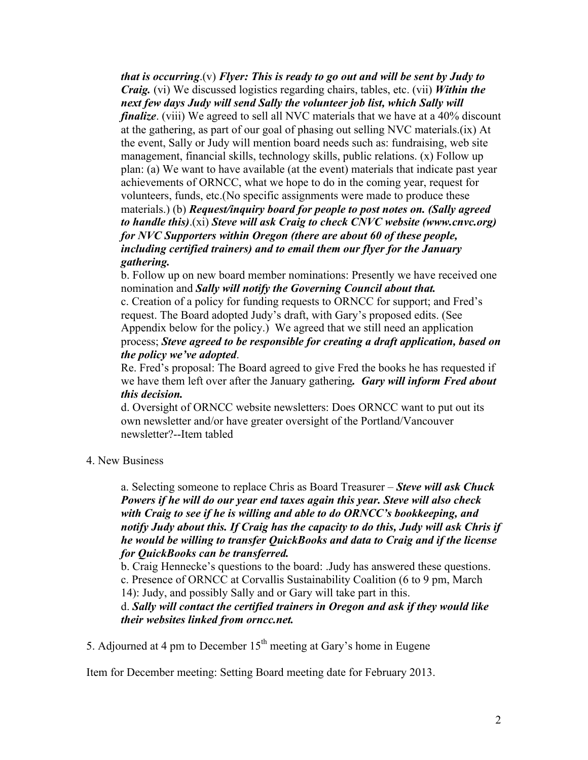*that is occurring*.(v) ***Flyer: This is ready to go out and will be sent by Judy to Craig.*** (vi) We discussed logistics regarding chairs, tables, etc. (vii) ***Within the next few days Judy will send Sally the volunteer job list, which Sally will finalize***. (viii) We agreed to sell all NVC materials that we have at a 40% discount at the gathering, as part of our goal of phasing out selling NVC materials.(ix) At the event, Sally or Judy will mention board needs such as: fundraising, web site management, financial skills, technology skills, public relations. (x) Follow up plan: (a) We want to have available (at the event) materials that indicate past year achievements of ORNCC, what we hope to do in the coming year, request for volunteers, funds, etc.(No specific assignments were made to produce these materials.) (b) ***Request/inquiry board for people to post notes on. (Sally agreed to handle this)***.(xi) ***Steve will ask Craig to check CNVC website (www.cnvc.org) for NVC Supporters within Oregon (there are about 60 of these people, including certified trainers) and to email them our flyer for the January gathering.***

b. Follow up on new board member nominations: Presently we have received one nomination and ***Sally will notify the Governing Council about that.***

c. Creation of a policy for funding requests to ORNCC for support; and Fred's request. The Board adopted Judy's draft, with Gary's proposed edits. (See Appendix below for the policy.) We agreed that we still need an application process; ***Steve agreed to be responsible for creating a draft application, based on the policy we've adopted***.

Re. Fred's proposal: The Board agreed to give Fred the books he has requested if we have them left over after the January gathering***. Gary will inform Fred about this decision.***

d. Oversight of ORNCC website newsletters: Does ORNCC want to put out its own newsletter and/or have greater oversight of the Portland/Vancouver newsletter?--Item tabled

4. New Business

a. Selecting someone to replace Chris as Board Treasurer – ***Steve will ask Chuck Powers if he will do our year end taxes again this year. Steve will also check with Craig to see if he is willing and able to do ORNCC's bookkeeping, and notify Judy about this. If Craig has the capacity to do this, Judy will ask Chris if he would be willing to transfer QuickBooks and data to Craig and if the license for QuickBooks can be transferred.***

b. Craig Hennecke's questions to the board: .Judy has answered these questions.

c. Presence of ORNCC at Corvallis Sustainability Coalition (6 to 9 pm, March 14): Judy, and possibly Sally and or Gary will take part in this.

d. ***Sally will contact the certified trainers in Oregon and ask if they would like their websites linked from orncc.net.***

5. Adjourned at 4 pm to December 15th meeting at Gary's home in Eugene

Item for December meeting: Setting Board meeting date for February 2013.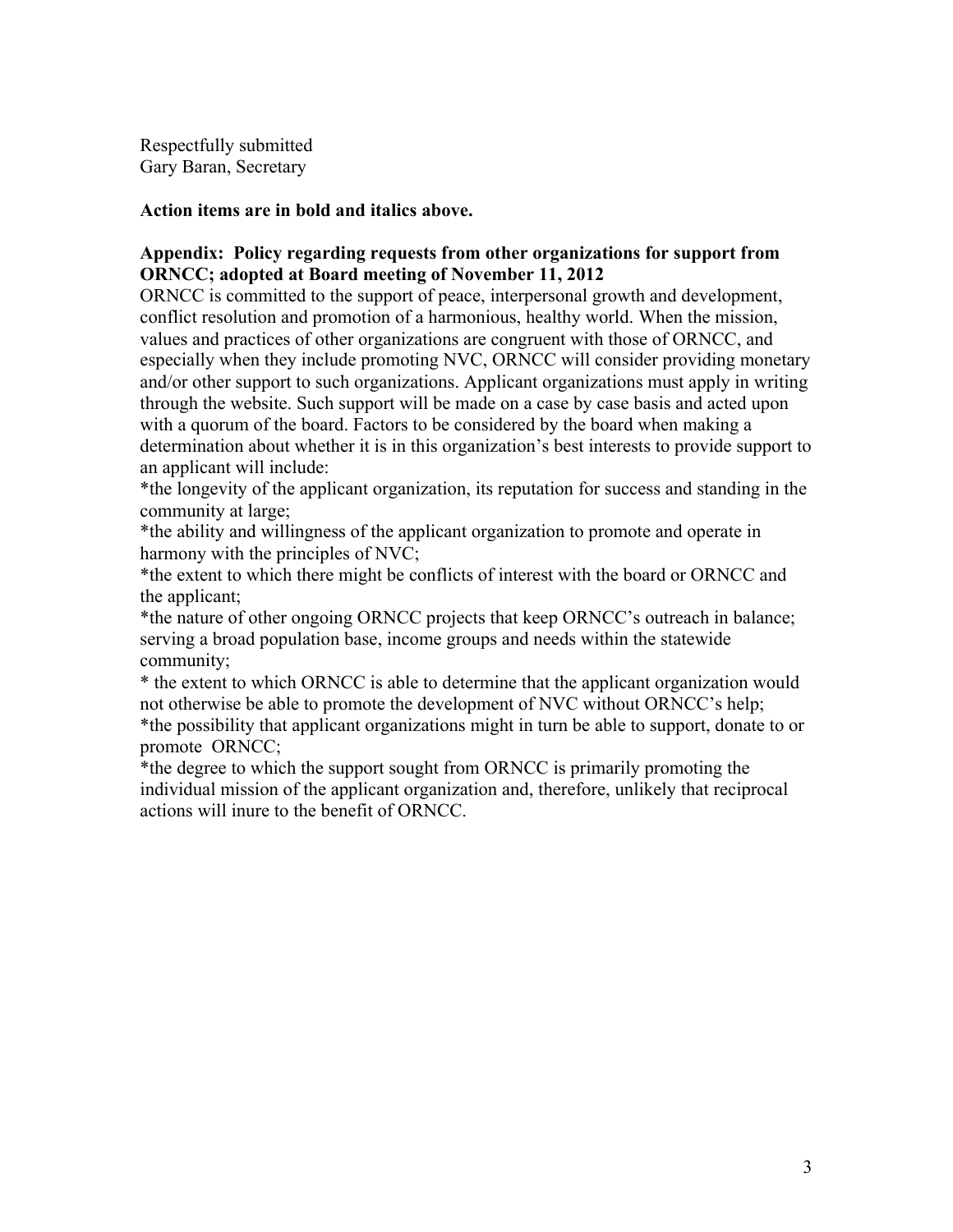Respectfully submitted
Gary Baran, Secretary

**Action items are in bold and italics above.**

**Appendix: Policy regarding requests from other organizations for support from ORNCC; adopted at Board meeting of November 11, 2012**

ORNCC is committed to the support of peace, interpersonal growth and development, conflict resolution and promotion of a harmonious, healthy world. When the mission, values and practices of other organizations are congruent with those of ORNCC, and especially when they include promoting NVC, ORNCC will consider providing monetary and/or other support to such organizations. Applicant organizations must apply in writing through the website. Such support will be made on a case by case basis and acted upon with a quorum of the board. Factors to be considered by the board when making a determination about whether it is in this organization's best interests to provide support to an applicant will include:

*the longevity of the applicant organization, its reputation for success and standing in the community at large;

*the ability and willingness of the applicant organization to promote and operate in harmony with the principles of NVC;

*the extent to which there might be conflicts of interest with the board or ORNCC and the applicant;

*the nature of other ongoing ORNCC projects that keep ORNCC's outreach in balance; serving a broad population base, income groups and needs within the statewide community;

* the extent to which ORNCC is able to determine that the applicant organization would not otherwise be able to promote the development of NVC without ORNCC's help;

*the possibility that applicant organizations might in turn be able to support, donate to or promote ORNCC;

*the degree to which the support sought from ORNCC is primarily promoting the individual mission of the applicant organization and, therefore, unlikely that reciprocal actions will inure to the benefit of ORNCC.